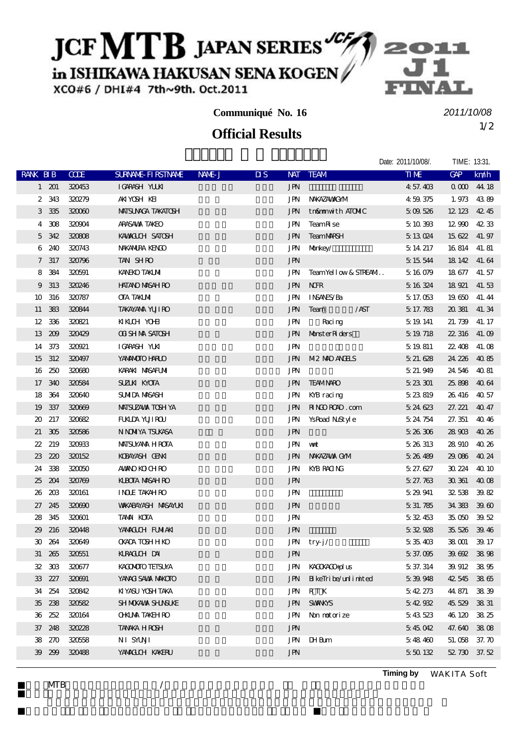# JCF MTB JAPAN SERIES in ISHIKAWA HAKUSAN SENA KOGEN

XCO#6 / DHI#4 7th~9th. Oct.2011

2011 J1 FINAL

**Communiqué No. 16**

*2011/10/08*

## Official Results

Date: 2011/10/08/. TIME: 13:31.

| RANK | BIB | CODE | SURNAME-FIRSTNAME | NAME-J | DIS | NAT | TEAM | TIME | GAP | km/h |
|---|---|---|---|---|---|---|---|---|---|---|
| 1 | 201 | 320453 | IGARASHI YUUKI | | | JPN | | 4:57.403 | 0.000 | 44.18 |
| 2 | 343 | 320279 | AKIYOSHI KEI | | | JPN | NAKAZAWAGYM | 4:59.375 | 1.973 | 43.89 |
| 3 | 335 | 320060 | MATSUNAGA TAKATOSHI | | | JPN | tn&mm with ATOMIC | 5:09.526 | 12.123 | 42.45 |
| 4 | 308 | 320904 | ARASAWA TAKEO | | | JPN | TeamRise | 5:10.393 | 12.990 | 42.33 |
| 5 | 342 | 320808 | KAWAGUCHI SATOSHI | | | JPN | TeamMARSH | 5:13.024 | 15.622 | 41.97 |
| 6 | 240 | 320743 | NAKAMURA KENGO | | | JPN | Monkey/ | 5:14.217 | 16.814 | 41.81 |
| 7 | 317 | 320796 | TANI SHIRO | | | JPN | | 5:15.544 | 18.142 | 41.64 |
| 8 | 384 | 320591 | KANEKO TAKUMI | | | JPN | TeamYellow & STREAM.. | 5:16.079 | 18.677 | 41.57 |
| 9 | 313 | 320246 | HATANO MASAHIRO | | | JPN | NCFR | 5:16.324 | 18.921 | 41.53 |
| 10 | 316 | 320787 | OTA TAKUMI | | | JPN | INSANES/Ba | 5:17.053 | 19.650 | 41.44 |
| 11 | 383 | 320844 | TAKAYAMA YUJIRO | | | JPN | Team /AST | 5:17.783 | 20.381 | 41.34 |
| 12 | 336 | 320821 | KIKUCHI YOHEI | | | JPN | Racing | 5:19.141 | 21.739 | 41.17 |
| 13 | 209 | 320429 | OGISHIMA SATOSHI | | | JPN | MonsterRiders | 5:19.718 | 22.316 | 41.09 |
| 14 | 373 | 320921 | IGARASHI YUKI | | | JPN | | 5:19.811 | 22.408 | 41.08 |
| 15 | 312 | 320497 | YAMAMOTO HARUO | | | JPN | M2 MAD ANGELS | 5:21.628 | 24.226 | 40.85 |
| 16 | 250 | 320680 | KARAKI MASAFUMI | | | JPN | | 5:21.949 | 24.546 | 40.81 |
| 17 | 340 | 320584 | SUZUKI KYOTA | | | JPN | TEAM NARO | 5:23.301 | 25.898 | 40.64 |
| 18 | 364 | 320640 | SUMIDA MASASHI | | | JPN | KYB racing | 5:23.819 | 26.416 | 40.57 |
| 19 | 337 | 320669 | MATSUZAWA TOSHIYA | | | JPN | RINGOROAD.com | 5:24.623 | 27.221 | 40.47 |
| 20 | 217 | 320682 | FUKUDA YUJIROU | | | JPN | YsRoad NuStyle | 5:24.754 | 27.351 | 40.46 |
| 21 | 305 | 320586 | NINOMIYA TSUKASA | | | JPN | | 5:26.306 | 28.903 | 40.26 |
| 22 | 219 | 320933 | MATSUYAMA HIROTA | | | JPN | wwt | 5:26.313 | 28.910 | 40.26 |
| 23 | 220 | 320152 | KOBAYASHI GENKI | | | JPN | NAKAZAWA GYM | 5:26.489 | 29.086 | 40.24 |
| 24 | 338 | 320050 | AWANO KOICHIRO | | | JPN | KYB RACING | 5:27.627 | 30.224 | 40.10 |
| 25 | 204 | 320769 | KUBOTA MASAHIRO | | | JPN | | 5:27.763 | 30.361 | 40.08 |
| 26 | 203 | 320161 | INOUE TAKAHIRO | | | JPN | | 5:29.941 | 32.538 | 39.82 |
| 27 | 245 | 320690 | WAKABAYASHI MASAYUKI | | | JPN | | 5:31.785 | 34.383 | 39.60 |
| 28 | 345 | 320601 | TAMAI KOTA | | | JPN | | 5:32.453 | 35.050 | 39.52 |
| 29 | 216 | 320448 | YAMAGUCHI FUMIAKI | | | JPN | | 5:32.928 | 35.526 | 39.46 |
| 30 | 264 | 320649 | OKADA TOSHIHIKO | | | JPN | try-j/ | 5:35.403 | 38.001 | 39.17 |
| 31 | 265 | 320551 | KURAGUCHI DAI | | | JPN | | 5:37.095 | 39.692 | 38.98 |
| 32 | 303 | 320677 | KAGOMOTO TETSUYA | | | JPN | KAGOKAGO+plus | 5:37.314 | 39.912 | 38.95 |
| 33 | 227 | 320691 | YANAGISAWA MAKOTO | | | JPN | BikeTribe/unlimited | 5:39.948 | 42.545 | 38.65 |
| 34 | 254 | 320842 | KIYASU YOSHITAKA | | | JPN | RITK | 5:42.273 | 44.871 | 38.39 |
| 35 | 238 | 320582 | SHIMOKAWA SHUNSUKE | | | JPN | SWANKYS | 5:42.932 | 45.529 | 38.31 |
| 36 | 252 | 320164 | OHKUMA TAKEHIRO | | | JPN | Non motorize | 5:43.523 | 46.120 | 38.25 |
| 37 | 248 | 320228 | TANAKA HIROSHI | | | JPN | | 5:45.042 | 47.640 | 38.08 |
| 38 | 270 | 320558 | NII SYUNJI | | | JPN | DH Bum | 5:48.460 | 51.058 | 37.70 |
| 39 | 299 | 320488 | YAMAGUCHI KAKERU | | | JPN | | 5:50.132 | 52.730 | 37.52 |

**Timing by** WAKITA Soft

MTB /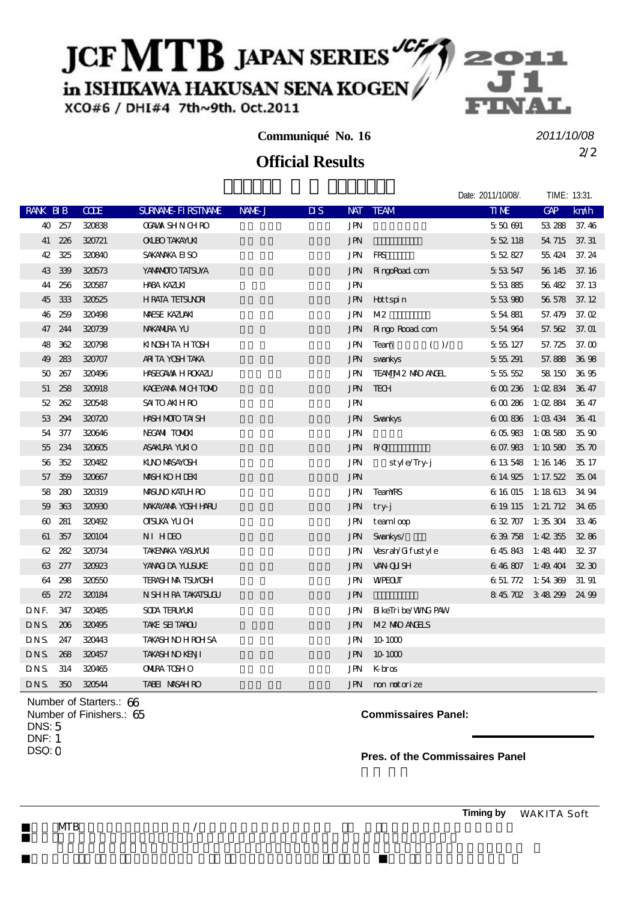# JCF MTB JAPAN SERIES in ISHIKAWA HAKUSAN SENA KOGEN

XCO#6 / DHI#4 7th~9th. Oct.2011

2011 J1 FINAL

**Communiqué No. 16**

*2011/10/08*

## Official Results

Date: 2011/10/08/. TIME: 13:31.

| RANK | BIB | CODE | SURNAME-FIRSTNAME | NAME-J | DIS | NAT | TEAM | TIME | GAP | km/h |
|---|---|---|---|---|---|---|---|---|---|---|
| 40 | 257 | 320838 | OGAWA SHINICHIRO | | | JPN | | 5:50.691 | 53.288 | 37.46 |
| 41 | 226 | 320721 | OKUBO TAKAYUKI | | | JPN | | 5:52.118 | 54.715 | 37.31 |
| 42 | 325 | 320840 | SAKANAKA EISO | | | JPN | FRS | 5:52.827 | 55.424 | 37.24 |
| 43 | 339 | 320573 | YAMAMOTO TATSUYA | | | JPN | RingoRoad.com | 5:53.547 | 56.145 | 37.16 |
| 44 | 256 | 320587 | HABA KAZUKI | | | JPN | | 5:53.885 | 56.482 | 37.13 |
| 45 | 333 | 320525 | HIRATA TETSUNORI | | | JPN | Hotspin | 5:53.980 | 56.578 | 37.12 |
| 46 | 259 | 320498 | MAESE KAZUAKI | | | JPN | M2 | 5:54.881 | 57.479 | 37.02 |
| 47 | 244 | 320739 | NAKAMURA YU | | | JPN | Ringo Rooad.com | 5:54.964 | 57.562 | 37.01 |
| 48 | 362 | 320798 | KINOSHITA HITOSHI | | | JPN | Team ( )/ | 5:55.127 | 57.725 | 37.00 |
| 49 | 283 | 320707 | ARITA YOSHITAKA | | | JPN | swankys | 5:55.291 | 57.888 | 36.98 |
| 50 | 267 | 320496 | HASEGAWA HIROKAZU | | | JPN | TEAM M2 MAD ANGEL | 5:55.552 | 58.150 | 36.95 |
| 51 | 258 | 320918 | KAGEYAMA MICHITOMO | | | JPN | TECH | 6:00.236 | 1:02.834 | 36.47 |
| 52 | 262 | 320548 | SAITO AKIHIRO | | | JPN | | 6:00.286 | 1:02.884 | 36.47 |
| 53 | 294 | 320720 | HASHIMOTO TAISHI | | | JPN | Swankys | 6:00.836 | 1:03.434 | 36.41 |
| 54 | 377 | 320646 | NEGAMI TOMOKI | | | JPN | | 6:05.983 | 1:08.580 | 35.90 |
| 55 | 234 | 320605 | ASAKURA YUKIO | | | JPN | R/O | 6:07.983 | 1:10.580 | 35.70 |
| 56 | 352 | 320482 | KUNO MASAYOSHI | | | JPN | style/Try-j | 6:13.548 | 1:16.146 | 35.17 |
| 57 | 359 | 320667 | MASHIKO HIDEKI | | | JPN | | 6:14.925 | 1:17.522 | 35.04 |
| 58 | 280 | 320319 | MASUNO KATUHIRO | | | JPN | TeamYRS | 6:16.015 | 1:18.613 | 34.94 |
| 59 | 363 | 320930 | NAKAYAMA YOSHIHARU | | | JPN | try-j | 6:19.115 | 1:21.712 | 34.65 |
| 60 | 281 | 320492 | OTSUKA YUICHI | | | JPN | teamloop | 6:32.707 | 1:35.304 | 33.46 |
| 61 | 357 | 320104 | NII HIDEO | | | JPN | Swankys/ | 6:39.758 | 1:42.355 | 32.86 |
| 62 | 282 | 320734 | TAKENAKA YASUYUKI | | | JPN | Vesrah/Gifustyle | 6:45.843 | 1:48.440 | 32.37 |
| 63 | 277 | 320923 | YANAGIDA YUSUKE | | | JPN | VANQUISH | 6:46.807 | 1:49.404 | 32.30 |
| 64 | 298 | 320550 | TERASHIMA TSUYOSHI | | | JPN | WPEOUT | 6:51.772 | 1:54.369 | 31.91 |
| 65 | 272 | 320184 | NISHIHIRA TAKATSUGU | | | JPN | | 8:45.702 | 3:48.299 | 24.99 |
| DNF. | 347 | 320485 | SODA TERUYUKI | | | JPN | BikeTribe/WING PAW | | | |
| DNS. | 206 | 320495 | TAKE SEITAROU | | | JPN | M2 MAD ANGELS | | | |
| DNS. | 247 | 320443 | TAKASHINO HIROHISA | | | JPN | 10-1000 | | | |
| DNS. | 268 | 320457 | TAKASHINO KENJI | | | JPN | 10-1000 | | | |
| DNS. | 314 | 320465 | OMURA TOSHIO | | | JPN | K-bros | | | |
| DNS. | 350 | 320544 | TABEI MASAHIRO | | | JPN | non motorize | | | |

Number of Starters.: 66
Number of Finishers.: 65
DNS: 5
DNF: 1
DSQ: 0

**Commissaires Panel:**

**Pres. of the Commissaires Panel**

**Timing by** WAKITA Soft

MTB /